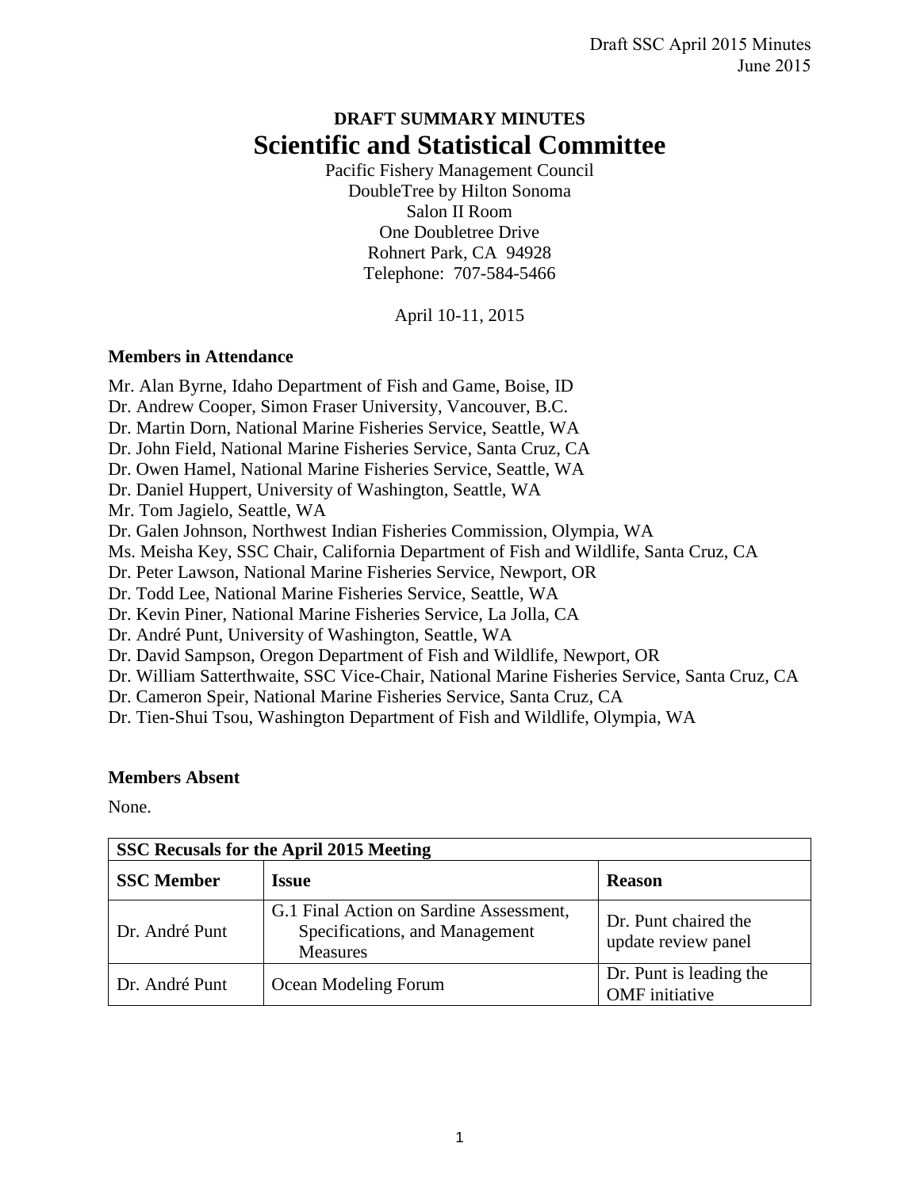# DRAFT SUMMARY MINUTES

# Scientific and Statistical Committee

Pacific Fishery Management Council
DoubleTree by Hilton Sonoma
Salon II Room
One Doubletree Drive
Rohnert Park, CA 94928
Telephone: 707-584-5466

April 10-11, 2015

### Members in Attendance

Mr. Alan Byrne, Idaho Department of Fish and Game, Boise, ID
Dr. Andrew Cooper, Simon Fraser University, Vancouver, B.C.
Dr. Martin Dorn, National Marine Fisheries Service, Seattle, WA
Dr. John Field, National Marine Fisheries Service, Santa Cruz, CA
Dr. Owen Hamel, National Marine Fisheries Service, Seattle, WA
Dr. Daniel Huppert, University of Washington, Seattle, WA
Mr. Tom Jagielo, Seattle, WA
Dr. Galen Johnson, Northwest Indian Fisheries Commission, Olympia, WA
Ms. Meisha Key, SSC Chair, California Department of Fish and Wildlife, Santa Cruz, CA
Dr. Peter Lawson, National Marine Fisheries Service, Newport, OR
Dr. Todd Lee, National Marine Fisheries Service, Seattle, WA
Dr. Kevin Piner, National Marine Fisheries Service, La Jolla, CA
Dr. André Punt, University of Washington, Seattle, WA
Dr. David Sampson, Oregon Department of Fish and Wildlife, Newport, OR
Dr. William Satterthwaite, SSC Vice-Chair, National Marine Fisheries Service, Santa Cruz, CA
Dr. Cameron Speir, National Marine Fisheries Service, Santa Cruz, CA
Dr. Tien-Shui Tsou, Washington Department of Fish and Wildlife, Olympia, WA

### Members Absent

None.

| SSC Recusals for the April 2015 Meeting | | |
|---|---|---|
| **SSC Member** | **Issue** | **Reason** |
| Dr. André Punt | G.1 Final Action on Sardine Assessment, Specifications, and Management Measures | Dr. Punt chaired the update review panel |
| Dr. André Punt | Ocean Modeling Forum | Dr. Punt is leading the OMF initiative |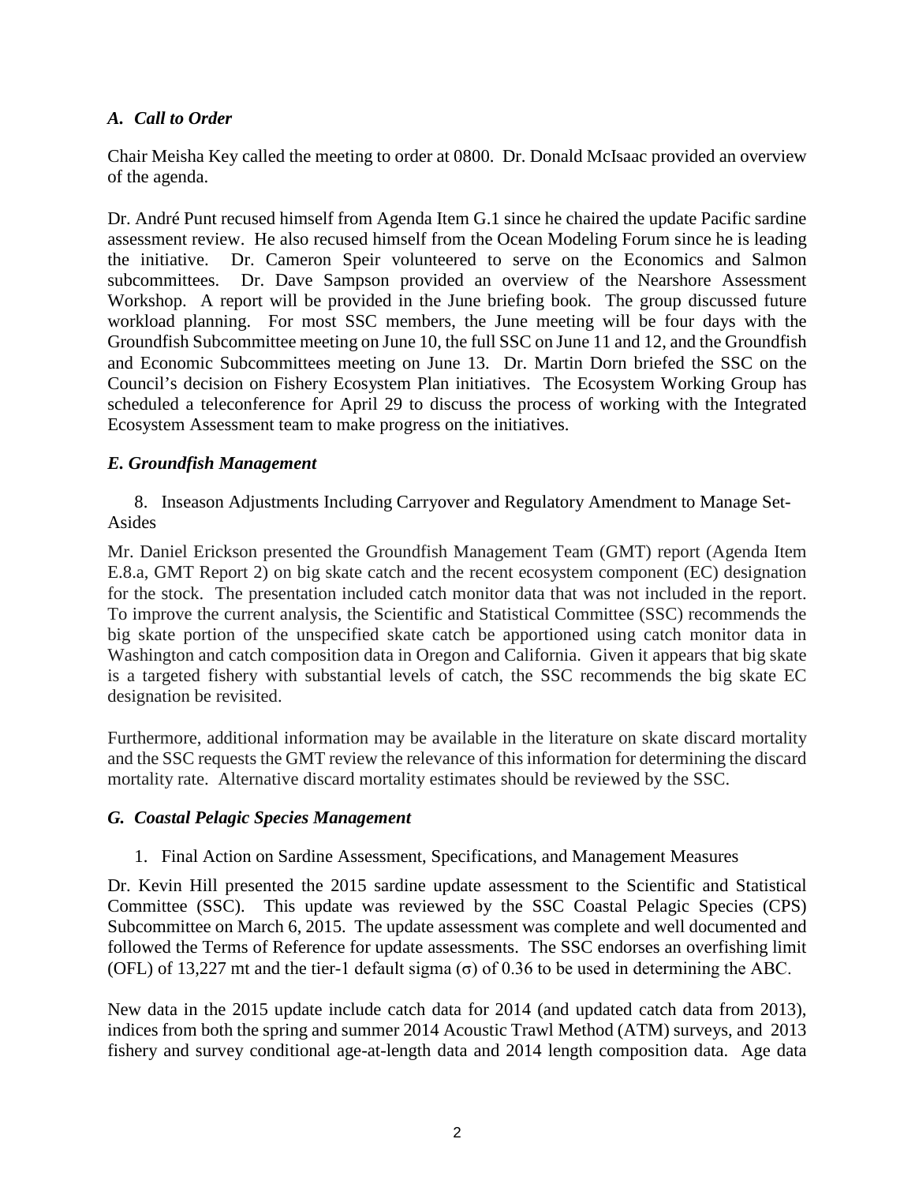### *A. Call to Order*

Chair Meisha Key called the meeting to order at 0800. Dr. Donald McIsaac provided an overview of the agenda.

Dr. André Punt recused himself from Agenda Item G.1 since he chaired the update Pacific sardine assessment review. He also recused himself from the Ocean Modeling Forum since he is leading the initiative. Dr. Cameron Speir volunteered to serve on the Economics and Salmon subcommittees. Dr. Dave Sampson provided an overview of the Nearshore Assessment Workshop. A report will be provided in the June briefing book. The group discussed future workload planning. For most SSC members, the June meeting will be four days with the Groundfish Subcommittee meeting on June 10, the full SSC on June 11 and 12, and the Groundfish and Economic Subcommittees meeting on June 13. Dr. Martin Dorn briefed the SSC on the Council's decision on Fishery Ecosystem Plan initiatives. The Ecosystem Working Group has scheduled a teleconference for April 29 to discuss the process of working with the Integrated Ecosystem Assessment team to make progress on the initiatives.

### *E. Groundfish Management*

8. Inseason Adjustments Including Carryover and Regulatory Amendment to Manage Set-Asides

Mr. Daniel Erickson presented the Groundfish Management Team (GMT) report (Agenda Item E.8.a, GMT Report 2) on big skate catch and the recent ecosystem component (EC) designation for the stock. The presentation included catch monitor data that was not included in the report. To improve the current analysis, the Scientific and Statistical Committee (SSC) recommends the big skate portion of the unspecified skate catch be apportioned using catch monitor data in Washington and catch composition data in Oregon and California. Given it appears that big skate is a targeted fishery with substantial levels of catch, the SSC recommends the big skate EC designation be revisited.

Furthermore, additional information may be available in the literature on skate discard mortality and the SSC requests the GMT review the relevance of this information for determining the discard mortality rate. Alternative discard mortality estimates should be reviewed by the SSC.

### *G. Coastal Pelagic Species Management*

1. Final Action on Sardine Assessment, Specifications, and Management Measures

Dr. Kevin Hill presented the 2015 sardine update assessment to the Scientific and Statistical Committee (SSC). This update was reviewed by the SSC Coastal Pelagic Species (CPS) Subcommittee on March 6, 2015. The update assessment was complete and well documented and followed the Terms of Reference for update assessments. The SSC endorses an overfishing limit (OFL) of 13,227 mt and the tier-1 default sigma ($\sigma$) of 0.36 to be used in determining the ABC.

New data in the 2015 update include catch data for 2014 (and updated catch data from 2013), indices from both the spring and summer 2014 Acoustic Trawl Method (ATM) surveys, and 2013 fishery and survey conditional age-at-length data and 2014 length composition data. Age data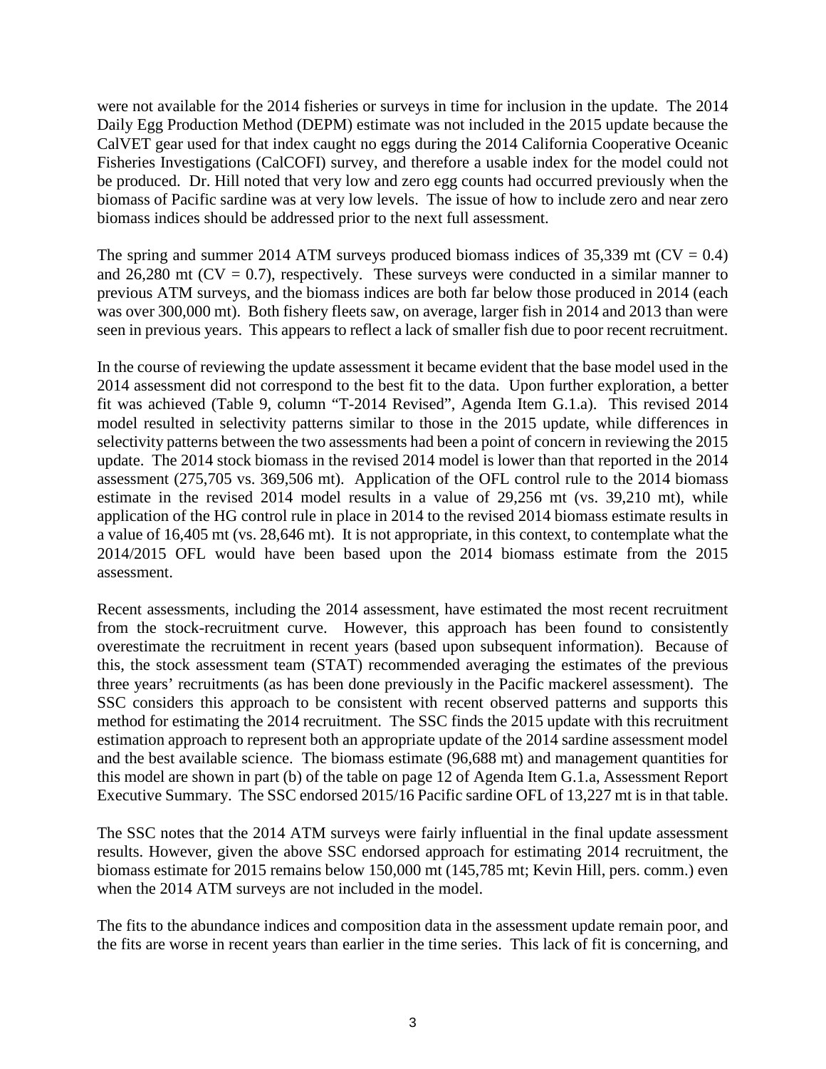were not available for the 2014 fisheries or surveys in time for inclusion in the update. The 2014 Daily Egg Production Method (DEPM) estimate was not included in the 2015 update because the CalVET gear used for that index caught no eggs during the 2014 California Cooperative Oceanic Fisheries Investigations (CalCOFI) survey, and therefore a usable index for the model could not be produced. Dr. Hill noted that very low and zero egg counts had occurred previously when the biomass of Pacific sardine was at very low levels. The issue of how to include zero and near zero biomass indices should be addressed prior to the next full assessment.

The spring and summer 2014 ATM surveys produced biomass indices of 35,339 mt (CV = 0.4) and 26,280 mt (CV = 0.7), respectively. These surveys were conducted in a similar manner to previous ATM surveys, and the biomass indices are both far below those produced in 2014 (each was over 300,000 mt). Both fishery fleets saw, on average, larger fish in 2014 and 2013 than were seen in previous years. This appears to reflect a lack of smaller fish due to poor recent recruitment.

In the course of reviewing the update assessment it became evident that the base model used in the 2014 assessment did not correspond to the best fit to the data. Upon further exploration, a better fit was achieved (Table 9, column "T-2014 Revised", Agenda Item G.1.a). This revised 2014 model resulted in selectivity patterns similar to those in the 2015 update, while differences in selectivity patterns between the two assessments had been a point of concern in reviewing the 2015 update. The 2014 stock biomass in the revised 2014 model is lower than that reported in the 2014 assessment (275,705 vs. 369,506 mt). Application of the OFL control rule to the 2014 biomass estimate in the revised 2014 model results in a value of 29,256 mt (vs. 39,210 mt), while application of the HG control rule in place in 2014 to the revised 2014 biomass estimate results in a value of 16,405 mt (vs. 28,646 mt). It is not appropriate, in this context, to contemplate what the 2014/2015 OFL would have been based upon the 2014 biomass estimate from the 2015 assessment.

Recent assessments, including the 2014 assessment, have estimated the most recent recruitment from the stock-recruitment curve. However, this approach has been found to consistently overestimate the recruitment in recent years (based upon subsequent information). Because of this, the stock assessment team (STAT) recommended averaging the estimates of the previous three years' recruitments (as has been done previously in the Pacific mackerel assessment). The SSC considers this approach to be consistent with recent observed patterns and supports this method for estimating the 2014 recruitment. The SSC finds the 2015 update with this recruitment estimation approach to represent both an appropriate update of the 2014 sardine assessment model and the best available science. The biomass estimate (96,688 mt) and management quantities for this model are shown in part (b) of the table on page 12 of Agenda Item G.1.a, Assessment Report Executive Summary. The SSC endorsed 2015/16 Pacific sardine OFL of 13,227 mt is in that table.

The SSC notes that the 2014 ATM surveys were fairly influential in the final update assessment results. However, given the above SSC endorsed approach for estimating 2014 recruitment, the biomass estimate for 2015 remains below 150,000 mt (145,785 mt; Kevin Hill, pers. comm.) even when the 2014 ATM surveys are not included in the model.

The fits to the abundance indices and composition data in the assessment update remain poor, and the fits are worse in recent years than earlier in the time series. This lack of fit is concerning, and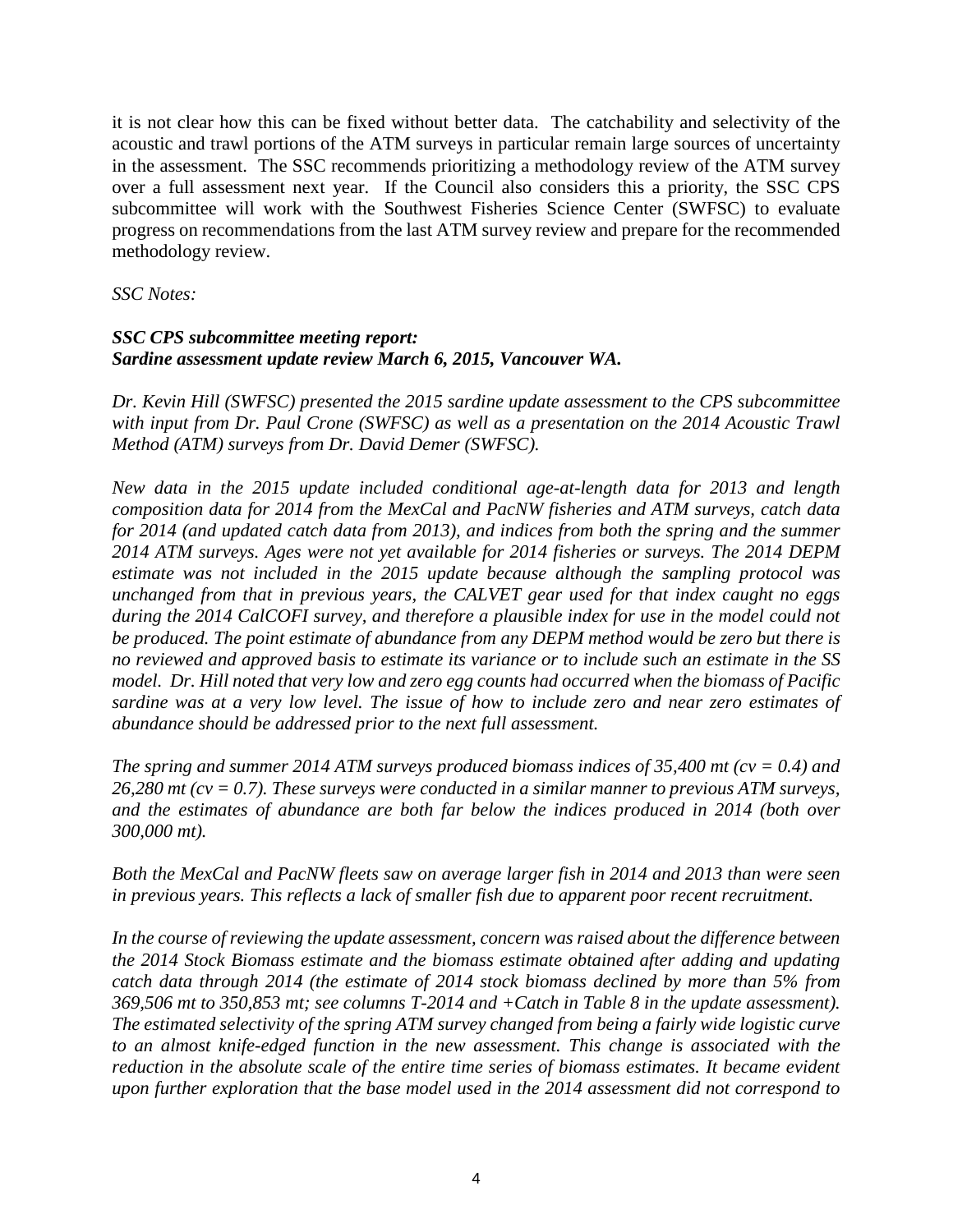it is not clear how this can be fixed without better data. The catchability and selectivity of the acoustic and trawl portions of the ATM surveys in particular remain large sources of uncertainty in the assessment. The SSC recommends prioritizing a methodology review of the ATM survey over a full assessment next year. If the Council also considers this a priority, the SSC CPS subcommittee will work with the Southwest Fisheries Science Center (SWFSC) to evaluate progress on recommendations from the last ATM survey review and prepare for the recommended methodology review.

*SSC Notes:*

***SSC CPS subcommittee meeting report:***
***Sardine assessment update review March 6, 2015, Vancouver WA.***

*Dr. Kevin Hill (SWFSC) presented the 2015 sardine update assessment to the CPS subcommittee with input from Dr. Paul Crone (SWFSC) as well as a presentation on the 2014 Acoustic Trawl Method (ATM) surveys from Dr. David Demer (SWFSC).*

*New data in the 2015 update included conditional age-at-length data for 2013 and length composition data for 2014 from the MexCal and PacNW fisheries and ATM surveys, catch data for 2014 (and updated catch data from 2013), and indices from both the spring and the summer 2014 ATM surveys. Ages were not yet available for 2014 fisheries or surveys. The 2014 DEPM estimate was not included in the 2015 update because although the sampling protocol was unchanged from that in previous years, the CALVET gear used for that index caught no eggs during the 2014 CalCOFI survey, and therefore a plausible index for use in the model could not be produced. The point estimate of abundance from any DEPM method would be zero but there is no reviewed and approved basis to estimate its variance or to include such an estimate in the SS model. Dr. Hill noted that very low and zero egg counts had occurred when the biomass of Pacific sardine was at a very low level. The issue of how to include zero and near zero estimates of abundance should be addressed prior to the next full assessment.*

*The spring and summer 2014 ATM surveys produced biomass indices of 35,400 mt (cv = 0.4) and 26,280 mt (cv = 0.7). These surveys were conducted in a similar manner to previous ATM surveys, and the estimates of abundance are both far below the indices produced in 2014 (both over 300,000 mt).*

*Both the MexCal and PacNW fleets saw on average larger fish in 2014 and 2013 than were seen in previous years. This reflects a lack of smaller fish due to apparent poor recent recruitment.*

*In the course of reviewing the update assessment, concern was raised about the difference between the 2014 Stock Biomass estimate and the biomass estimate obtained after adding and updating catch data through 2014 (the estimate of 2014 stock biomass declined by more than 5% from 369,506 mt to 350,853 mt; see columns T-2014 and +Catch in Table 8 in the update assessment). The estimated selectivity of the spring ATM survey changed from being a fairly wide logistic curve to an almost knife-edged function in the new assessment. This change is associated with the reduction in the absolute scale of the entire time series of biomass estimates. It became evident upon further exploration that the base model used in the 2014 assessment did not correspond to*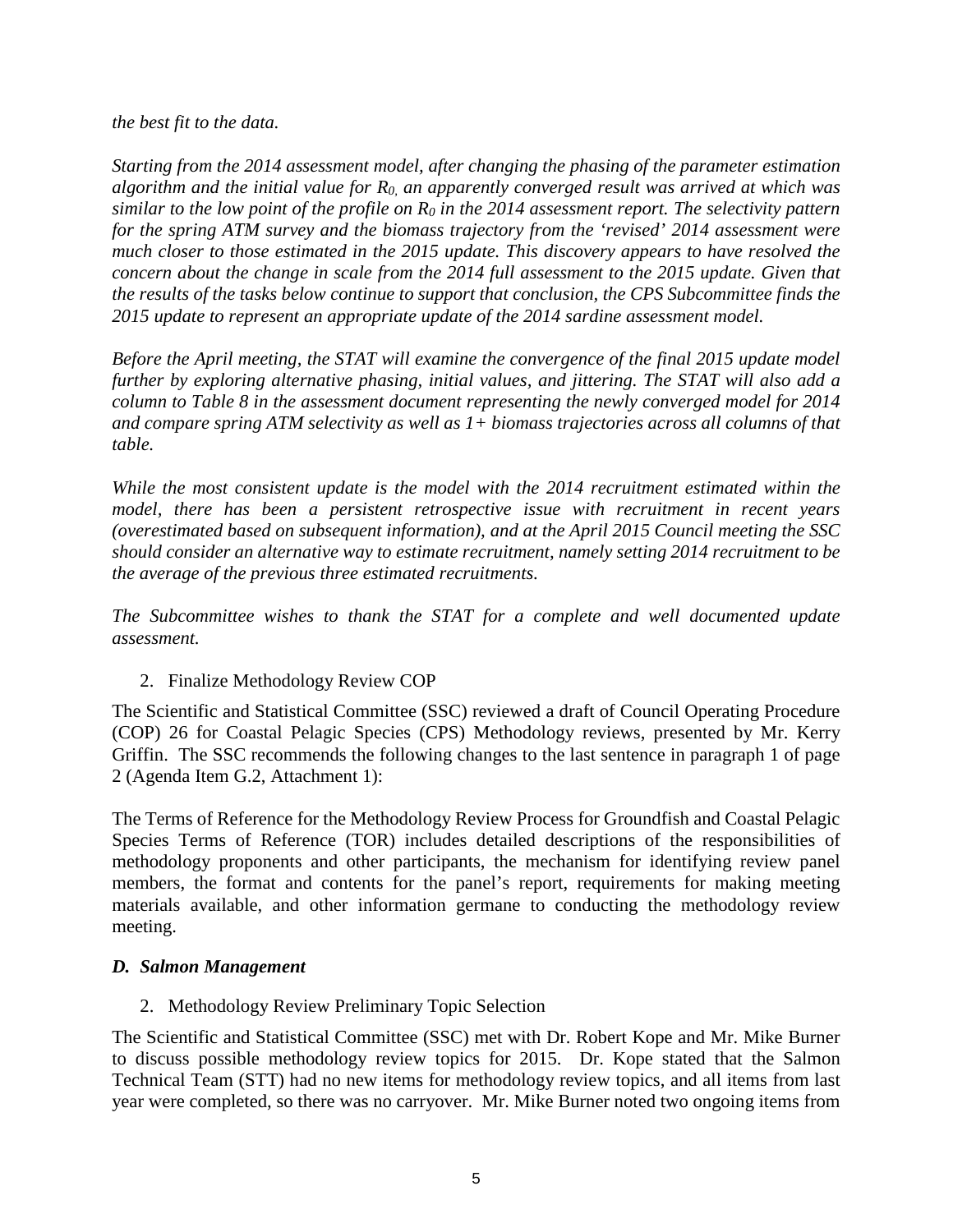*the best fit to the data.*

*Starting from the 2014 assessment model, after changing the phasing of the parameter estimation algorithm and the initial value for $R_0$, an apparently converged result was arrived at which was similar to the low point of the profile on $R_0$ in the 2014 assessment report. The selectivity pattern for the spring ATM survey and the biomass trajectory from the 'revised' 2014 assessment were much closer to those estimated in the 2015 update. This discovery appears to have resolved the concern about the change in scale from the 2014 full assessment to the 2015 update. Given that the results of the tasks below continue to support that conclusion, the CPS Subcommittee finds the 2015 update to represent an appropriate update of the 2014 sardine assessment model.*

*Before the April meeting, the STAT will examine the convergence of the final 2015 update model further by exploring alternative phasing, initial values, and jittering. The STAT will also add a column to Table 8 in the assessment document representing the newly converged model for 2014 and compare spring ATM selectivity as well as 1+ biomass trajectories across all columns of that table.*

*While the most consistent update is the model with the 2014 recruitment estimated within the model, there has been a persistent retrospective issue with recruitment in recent years (overestimated based on subsequent information), and at the April 2015 Council meeting the SSC should consider an alternative way to estimate recruitment, namely setting 2014 recruitment to be the average of the previous three estimated recruitments.*

*The Subcommittee wishes to thank the STAT for a complete and well documented update assessment.*

2. Finalize Methodology Review COP

The Scientific and Statistical Committee (SSC) reviewed a draft of Council Operating Procedure (COP) 26 for Coastal Pelagic Species (CPS) Methodology reviews, presented by Mr. Kerry Griffin. The SSC recommends the following changes to the last sentence in paragraph 1 of page 2 (Agenda Item G.2, Attachment 1):

The Terms of Reference for the Methodology Review Process for Groundfish and Coastal Pelagic Species Terms of Reference (TOR) includes detailed descriptions of the responsibilities of methodology proponents and other participants, the mechanism for identifying review panel members, the format and contents for the panel's report, requirements for making meeting materials available, and other information germane to conducting the methodology review meeting.

### *D. Salmon Management*

2. Methodology Review Preliminary Topic Selection

The Scientific and Statistical Committee (SSC) met with Dr. Robert Kope and Mr. Mike Burner to discuss possible methodology review topics for 2015. Dr. Kope stated that the Salmon Technical Team (STT) had no new items for methodology review topics, and all items from last year were completed, so there was no carryover. Mr. Mike Burner noted two ongoing items from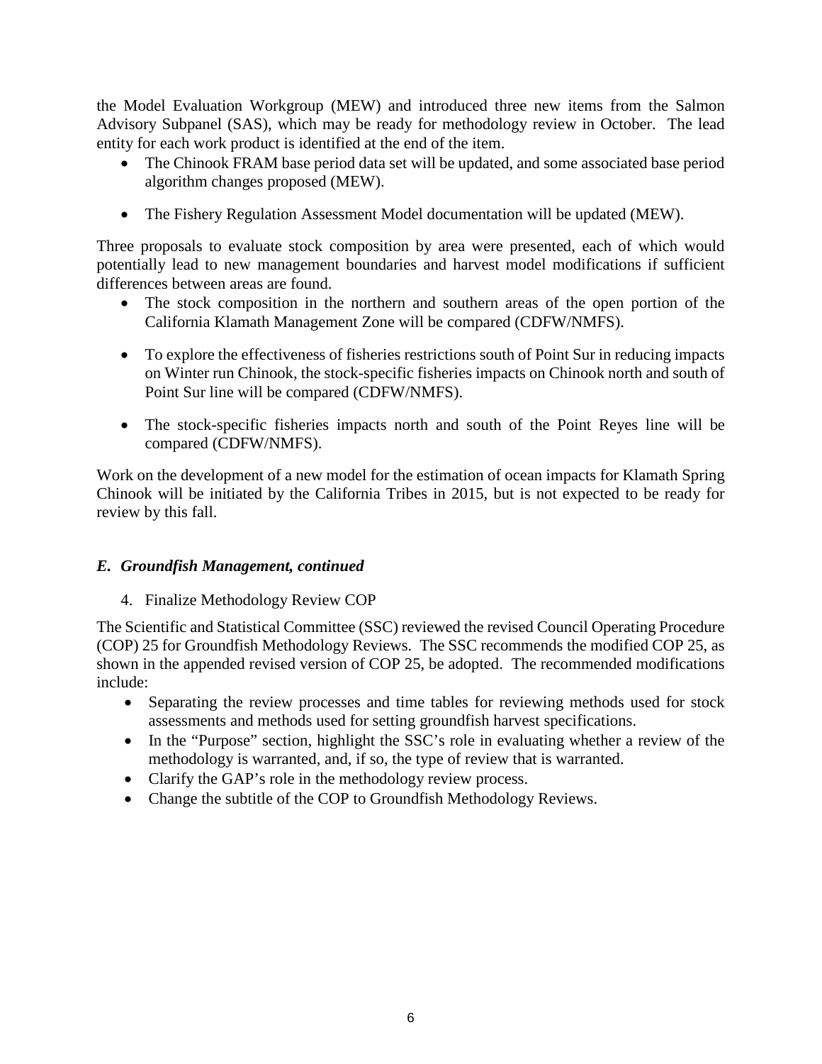the Model Evaluation Workgroup (MEW) and introduced three new items from the Salmon Advisory Subpanel (SAS), which may be ready for methodology review in October. The lead entity for each work product is identified at the end of the item.

- The Chinook FRAM base period data set will be updated, and some associated base period algorithm changes proposed (MEW).
- The Fishery Regulation Assessment Model documentation will be updated (MEW).

Three proposals to evaluate stock composition by area were presented, each of which would potentially lead to new management boundaries and harvest model modifications if sufficient differences between areas are found.

- The stock composition in the northern and southern areas of the open portion of the California Klamath Management Zone will be compared (CDFW/NMFS).
- To explore the effectiveness of fisheries restrictions south of Point Sur in reducing impacts on Winter run Chinook, the stock-specific fisheries impacts on Chinook north and south of Point Sur line will be compared (CDFW/NMFS).
- The stock-specific fisheries impacts north and south of the Point Reyes line will be compared (CDFW/NMFS).

Work on the development of a new model for the estimation of ocean impacts for Klamath Spring Chinook will be initiated by the California Tribes in 2015, but is not expected to be ready for review by this fall.

### *E. Groundfish Management, continued*

4. Finalize Methodology Review COP

The Scientific and Statistical Committee (SSC) reviewed the revised Council Operating Procedure (COP) 25 for Groundfish Methodology Reviews. The SSC recommends the modified COP 25, as shown in the appended revised version of COP 25, be adopted. The recommended modifications include:

- Separating the review processes and time tables for reviewing methods used for stock assessments and methods used for setting groundfish harvest specifications.
- In the "Purpose" section, highlight the SSC's role in evaluating whether a review of the methodology is warranted, and, if so, the type of review that is warranted.
- Clarify the GAP's role in the methodology review process.
- Change the subtitle of the COP to Groundfish Methodology Reviews.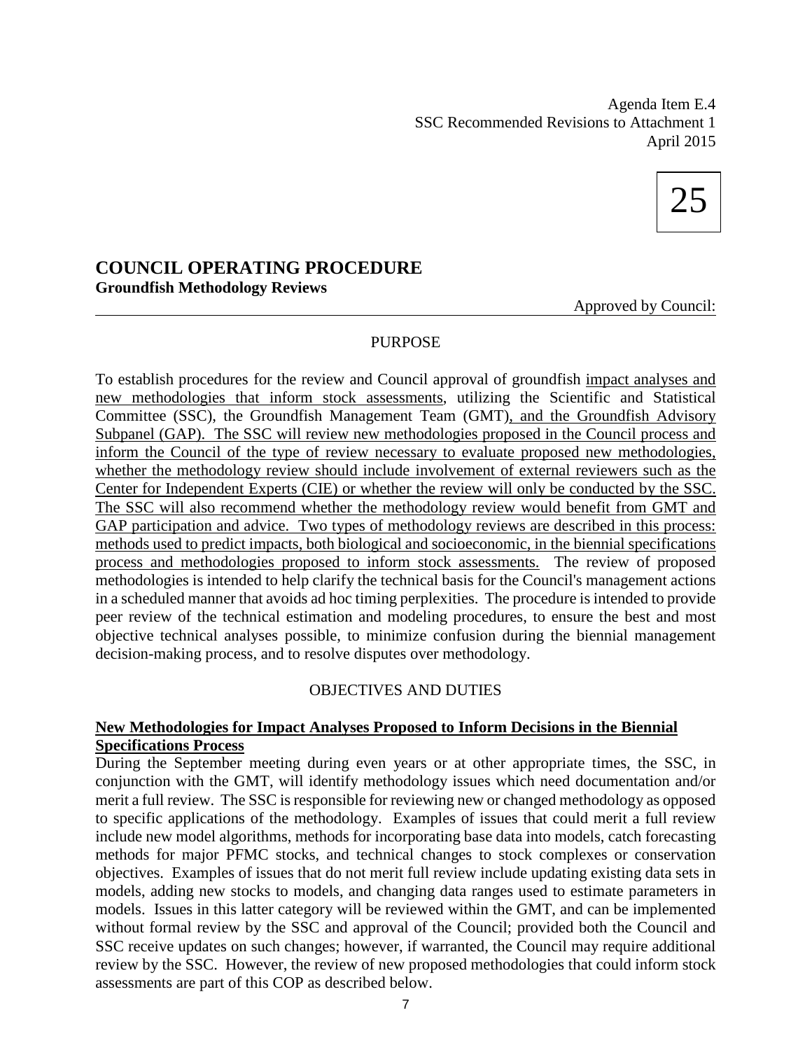Agenda Item E.4
SSC Recommended Revisions to Attachment 1
April 2015

25

# COUNCIL OPERATING PROCEDURE

**Groundfish Methodology Reviews**

Approved by Council:

## PURPOSE

To establish procedures for the review and Council approval of groundfish impact analyses and new methodologies that inform stock assessments, utilizing the Scientific and Statistical Committee (SSC), the Groundfish Management Team (GMT), and the Groundfish Advisory Subpanel (GAP). The SSC will review new methodologies proposed in the Council process and inform the Council of the type of review necessary to evaluate proposed new methodologies, whether the methodology review should include involvement of external reviewers such as the Center for Independent Experts (CIE) or whether the review will only be conducted by the SSC. The SSC will also recommend whether the methodology review would benefit from GMT and GAP participation and advice. Two types of methodology reviews are described in this process: methods used to predict impacts, both biological and socioeconomic, in the biennial specifications process and methodologies proposed to inform stock assessments. The review of proposed methodologies is intended to help clarify the technical basis for the Council's management actions in a scheduled manner that avoids ad hoc timing perplexities. The procedure is intended to provide peer review of the technical estimation and modeling procedures, to ensure the best and most objective technical analyses possible, to minimize confusion during the biennial management decision-making process, and to resolve disputes over methodology.

## OBJECTIVES AND DUTIES

**New Methodologies for Impact Analyses Proposed to Inform Decisions in the Biennial Specifications Process**

During the September meeting during even years or at other appropriate times, the SSC, in conjunction with the GMT, will identify methodology issues which need documentation and/or merit a full review. The SSC is responsible for reviewing new or changed methodology as opposed to specific applications of the methodology. Examples of issues that could merit a full review include new model algorithms, methods for incorporating base data into models, catch forecasting methods for major PFMC stocks, and technical changes to stock complexes or conservation objectives. Examples of issues that do not merit full review include updating existing data sets in models, adding new stocks to models, and changing data ranges used to estimate parameters in models. Issues in this latter category will be reviewed within the GMT, and can be implemented without formal review by the SSC and approval of the Council; provided both the Council and SSC receive updates on such changes; however, if warranted, the Council may require additional review by the SSC. However, the review of new proposed methodologies that could inform stock assessments are part of this COP as described below.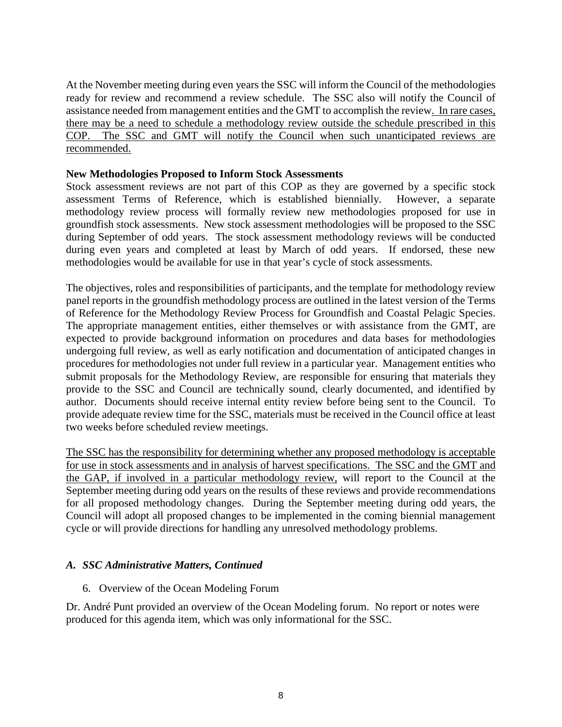At the November meeting during even years the SSC will inform the Council of the methodologies ready for review and recommend a review schedule. The SSC also will notify the Council of assistance needed from management entities and the GMT to accomplish the review. In rare cases, there may be a need to schedule a methodology review outside the schedule prescribed in this COP. The SSC and GMT will notify the Council when such unanticipated reviews are recommended.

**New Methodologies Proposed to Inform Stock Assessments**

Stock assessment reviews are not part of this COP as they are governed by a specific stock assessment Terms of Reference, which is established biennially. However, a separate methodology review process will formally review new methodologies proposed for use in groundfish stock assessments. New stock assessment methodologies will be proposed to the SSC during September of odd years. The stock assessment methodology reviews will be conducted during even years and completed at least by March of odd years. If endorsed, these new methodologies would be available for use in that year's cycle of stock assessments.

The objectives, roles and responsibilities of participants, and the template for methodology review panel reports in the groundfish methodology process are outlined in the latest version of the Terms of Reference for the Methodology Review Process for Groundfish and Coastal Pelagic Species. The appropriate management entities, either themselves or with assistance from the GMT, are expected to provide background information on procedures and data bases for methodologies undergoing full review, as well as early notification and documentation of anticipated changes in procedures for methodologies not under full review in a particular year. Management entities who submit proposals for the Methodology Review, are responsible for ensuring that materials they provide to the SSC and Council are technically sound, clearly documented, and identified by author. Documents should receive internal entity review before being sent to the Council. To provide adequate review time for the SSC, materials must be received in the Council office at least two weeks before scheduled review meetings.

The SSC has the responsibility for determining whether any proposed methodology is acceptable for use in stock assessments and in analysis of harvest specifications. The SSC and the GMT and the GAP, if involved in a particular methodology review, will report to the Council at the September meeting during odd years on the results of these reviews and provide recommendations for all proposed methodology changes. During the September meeting during odd years, the Council will adopt all proposed changes to be implemented in the coming biennial management cycle or will provide directions for handling any unresolved methodology problems.

### *A. SSC Administrative Matters, Continued*

6. Overview of the Ocean Modeling Forum

Dr. André Punt provided an overview of the Ocean Modeling forum. No report or notes were produced for this agenda item, which was only informational for the SSC.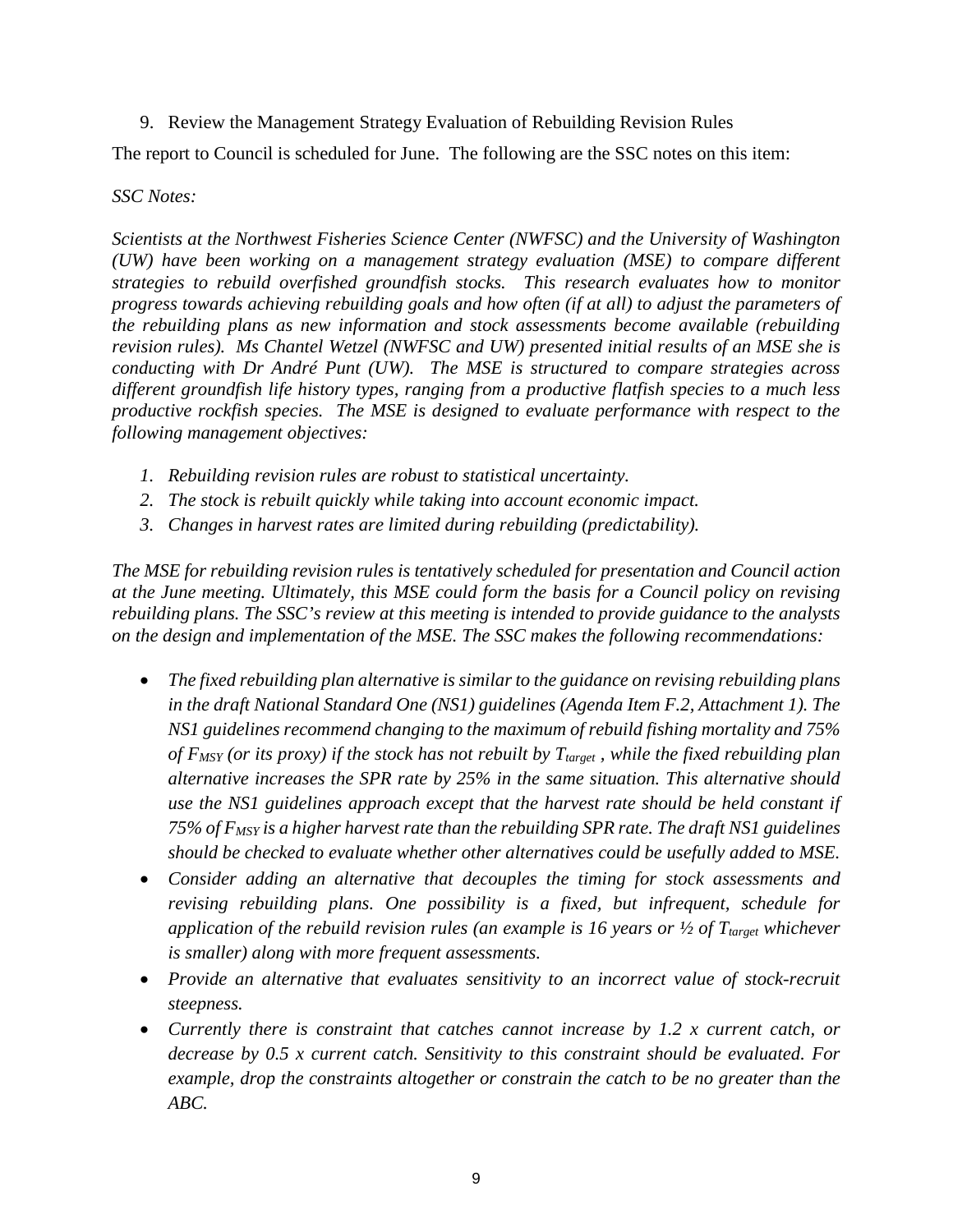9. Review the Management Strategy Evaluation of Rebuilding Revision Rules

The report to Council is scheduled for June. The following are the SSC notes on this item:

*SSC Notes:*

*Scientists at the Northwest Fisheries Science Center (NWFSC) and the University of Washington (UW) have been working on a management strategy evaluation (MSE) to compare different strategies to rebuild overfished groundfish stocks. This research evaluates how to monitor progress towards achieving rebuilding goals and how often (if at all) to adjust the parameters of the rebuilding plans as new information and stock assessments become available (rebuilding revision rules). Ms Chantel Wetzel (NWFSC and UW) presented initial results of an MSE she is conducting with Dr André Punt (UW). The MSE is structured to compare strategies across different groundfish life history types, ranging from a productive flatfish species to a much less productive rockfish species. The MSE is designed to evaluate performance with respect to the following management objectives:*

1. *Rebuilding revision rules are robust to statistical uncertainty.*
2. *The stock is rebuilt quickly while taking into account economic impact.*
3. *Changes in harvest rates are limited during rebuilding (predictability).*

*The MSE for rebuilding revision rules is tentatively scheduled for presentation and Council action at the June meeting. Ultimately, this MSE could form the basis for a Council policy on revising rebuilding plans. The SSC's review at this meeting is intended to provide guidance to the analysts on the design and implementation of the MSE. The SSC makes the following recommendations:*

- *The fixed rebuilding plan alternative is similar to the guidance on revising rebuilding plans in the draft National Standard One (NS1) guidelines (Agenda Item F.2, Attachment 1). The NS1 guidelines recommend changing to the maximum of rebuild fishing mortality and 75% of $F_{MSY}$ (or its proxy) if the stock has not rebuilt by $T_{target}$, while the fixed rebuilding plan alternative increases the SPR rate by 25% in the same situation. This alternative should use the NS1 guidelines approach except that the harvest rate should be held constant if 75% of $F_{MSY}$ is a higher harvest rate than the rebuilding SPR rate. The draft NS1 guidelines should be checked to evaluate whether other alternatives could be usefully added to MSE.*
- *Consider adding an alternative that decouples the timing for stock assessments and revising rebuilding plans. One possibility is a fixed, but infrequent, schedule for application of the rebuild revision rules (an example is 16 years or ½ of $T_{target}$ whichever is smaller) along with more frequent assessments.*
- *Provide an alternative that evaluates sensitivity to an incorrect value of stock-recruit steepness.*
- *Currently there is constraint that catches cannot increase by 1.2 x current catch, or decrease by 0.5 x current catch. Sensitivity to this constraint should be evaluated. For example, drop the constraints altogether or constrain the catch to be no greater than the ABC.*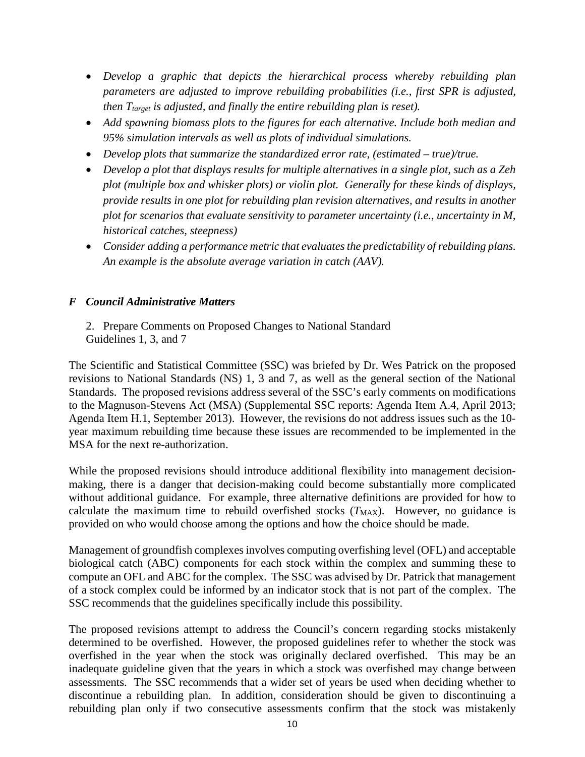- *Develop a graphic that depicts the hierarchical process whereby rebuilding plan parameters are adjusted to improve rebuilding probabilities (i.e., first SPR is adjusted, then $T_{target}$ is adjusted, and finally the entire rebuilding plan is reset).*
- *Add spawning biomass plots to the figures for each alternative. Include both median and 95% simulation intervals as well as plots of individual simulations.*
- *Develop plots that summarize the standardized error rate, (estimated – true)/true.*
- *Develop a plot that displays results for multiple alternatives in a single plot, such as a Zeh plot (multiple box and whisker plots) or violin plot. Generally for these kinds of displays, provide results in one plot for rebuilding plan revision alternatives, and results in another plot for scenarios that evaluate sensitivity to parameter uncertainty (i.e., uncertainty in M, historical catches, steepness)*
- *Consider adding a performance metric that evaluates the predictability of rebuilding plans. An example is the absolute average variation in catch (AAV).*

## *F Council Administrative Matters*

2. Prepare Comments on Proposed Changes to National Standard Guidelines 1, 3, and 7

The Scientific and Statistical Committee (SSC) was briefed by Dr. Wes Patrick on the proposed revisions to National Standards (NS) 1, 3 and 7, as well as the general section of the National Standards. The proposed revisions address several of the SSC's early comments on modifications to the Magnuson-Stevens Act (MSA) (Supplemental SSC reports: Agenda Item A.4, April 2013; Agenda Item H.1, September 2013). However, the revisions do not address issues such as the 10-year maximum rebuilding time because these issues are recommended to be implemented in the MSA for the next re-authorization.

While the proposed revisions should introduce additional flexibility into management decision-making, there is a danger that decision-making could become substantially more complicated without additional guidance. For example, three alternative definitions are provided for how to calculate the maximum time to rebuild overfished stocks ($T_{MAX}$). However, no guidance is provided on who would choose among the options and how the choice should be made.

Management of groundfish complexes involves computing overfishing level (OFL) and acceptable biological catch (ABC) components for each stock within the complex and summing these to compute an OFL and ABC for the complex. The SSC was advised by Dr. Patrick that management of a stock complex could be informed by an indicator stock that is not part of the complex. The SSC recommends that the guidelines specifically include this possibility.

The proposed revisions attempt to address the Council's concern regarding stocks mistakenly determined to be overfished. However, the proposed guidelines refer to whether the stock was overfished in the year when the stock was originally declared overfished. This may be an inadequate guideline given that the years in which a stock was overfished may change between assessments. The SSC recommends that a wider set of years be used when deciding whether to discontinue a rebuilding plan. In addition, consideration should be given to discontinuing a rebuilding plan only if two consecutive assessments confirm that the stock was mistakenly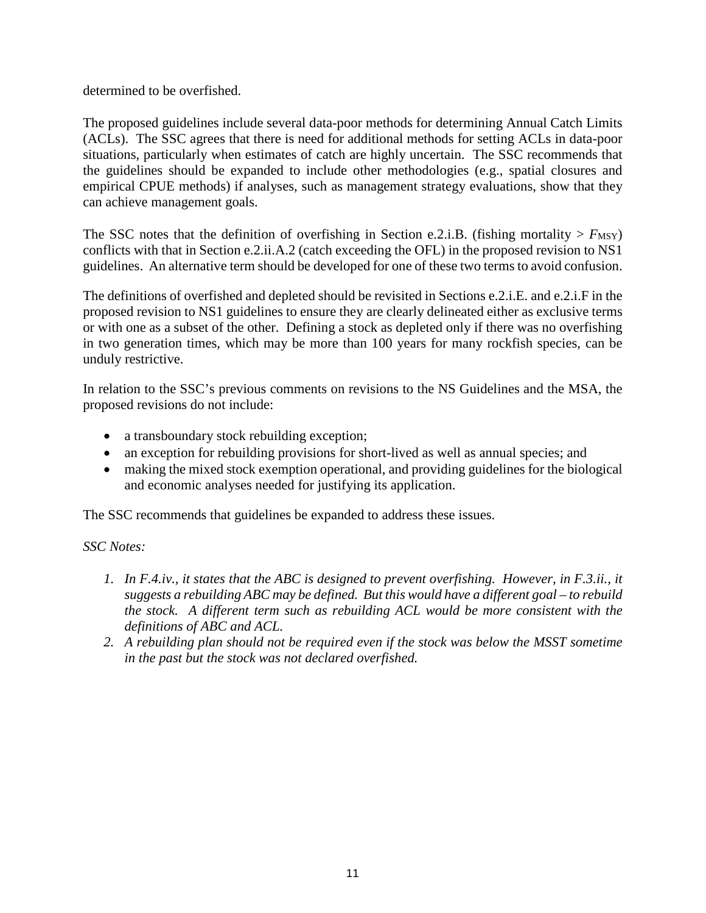determined to be overfished.

The proposed guidelines include several data-poor methods for determining Annual Catch Limits (ACLs). The SSC agrees that there is need for additional methods for setting ACLs in data-poor situations, particularly when estimates of catch are highly uncertain. The SSC recommends that the guidelines should be expanded to include other methodologies (e.g., spatial closures and empirical CPUE methods) if analyses, such as management strategy evaluations, show that they can achieve management goals.

The SSC notes that the definition of overfishing in Section e.2.i.B. (fishing mortality > $F_{MSY}$) conflicts with that in Section e.2.ii.A.2 (catch exceeding the OFL) in the proposed revision to NS1 guidelines. An alternative term should be developed for one of these two terms to avoid confusion.

The definitions of overfished and depleted should be revisited in Sections e.2.i.E. and e.2.i.F in the proposed revision to NS1 guidelines to ensure they are clearly delineated either as exclusive terms or with one as a subset of the other. Defining a stock as depleted only if there was no overfishing in two generation times, which may be more than 100 years for many rockfish species, can be unduly restrictive.

In relation to the SSC's previous comments on revisions to the NS Guidelines and the MSA, the proposed revisions do not include:

- a transboundary stock rebuilding exception;
- an exception for rebuilding provisions for short-lived as well as annual species; and
- making the mixed stock exemption operational, and providing guidelines for the biological and economic analyses needed for justifying its application.

The SSC recommends that guidelines be expanded to address these issues.

*SSC Notes:*

1. *In F.4.iv., it states that the ABC is designed to prevent overfishing. However, in F.3.ii., it suggests a rebuilding ABC may be defined. But this would have a different goal – to rebuild the stock. A different term such as rebuilding ACL would be more consistent with the definitions of ABC and ACL.*
2. *A rebuilding plan should not be required even if the stock was below the MSST sometime in the past but the stock was not declared overfished.*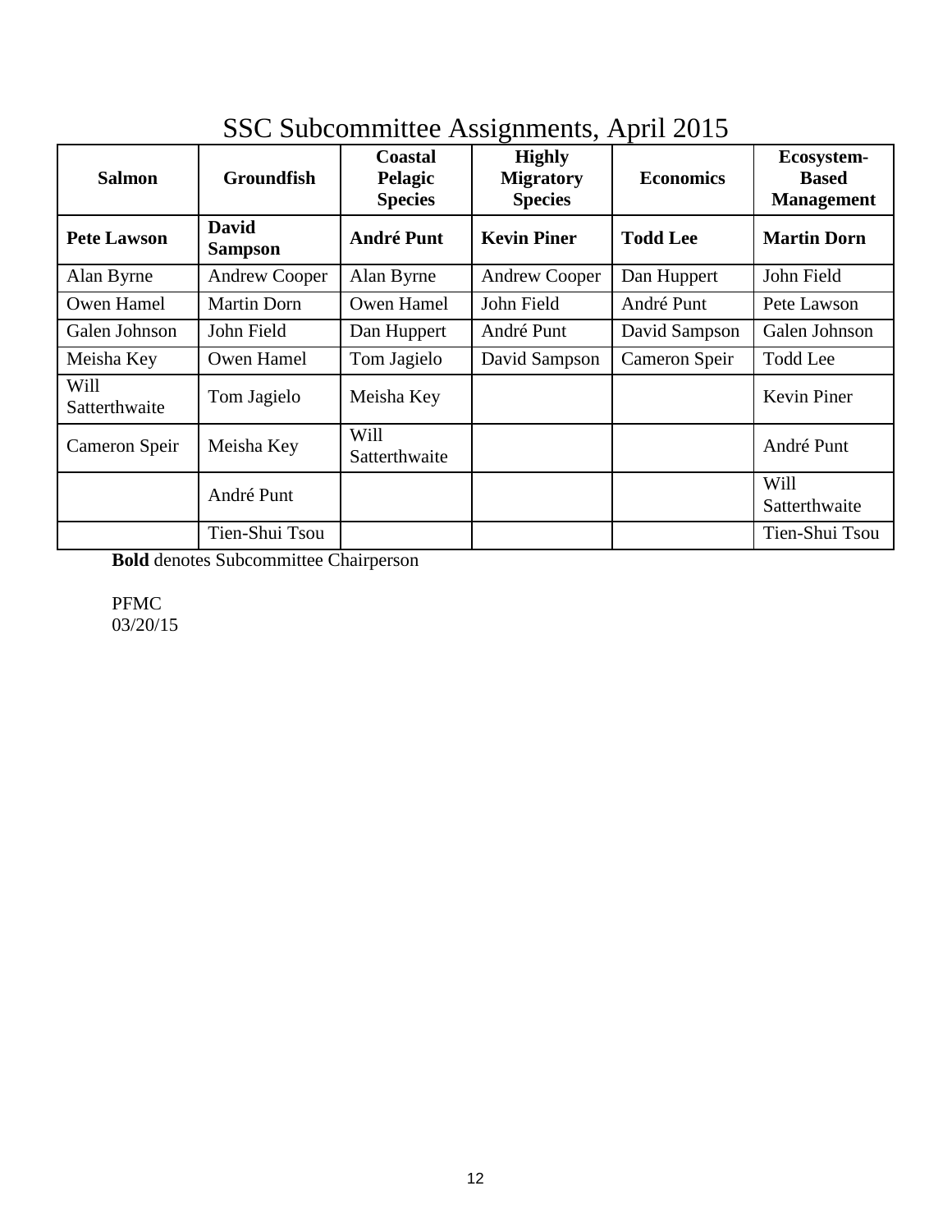# SSC Subcommittee Assignments, April 2015

| Salmon | Groundfish | Coastal Pelagic Species | Highly Migratory Species | Economics | Ecosystem-Based Management |
|---|---|---|---|---|---|
| **Pete Lawson** | **David Sampson** | **André Punt** | **Kevin Piner** | **Todd Lee** | **Martin Dorn** |
| Alan Byrne | Andrew Cooper | Alan Byrne | Andrew Cooper | Dan Huppert | John Field |
| Owen Hamel | Martin Dorn | Owen Hamel | John Field | André Punt | Pete Lawson |
| Galen Johnson | John Field | Dan Huppert | André Punt | David Sampson | Galen Johnson |
| Meisha Key | Owen Hamel | Tom Jagielo | David Sampson | Cameron Speir | Todd Lee |
| Will Satterthwaite | Tom Jagielo | Meisha Key | | | Kevin Piner |
| Cameron Speir | Meisha Key | Will Satterthwaite | | | André Punt |
| | André Punt | | | | Will Satterthwaite |
| | Tien-Shui Tsou | | | | Tien-Shui Tsou |

**Bold** denotes Subcommittee Chairperson

PFMC
03/20/15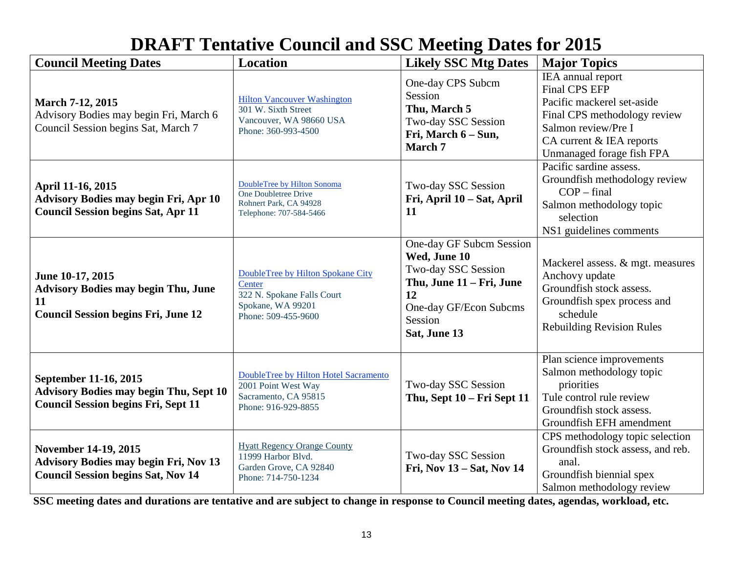# DRAFT Tentative Council and SSC Meeting Dates for 2015

| Council Meeting Dates | Location | Likely SSC Mtg Dates | Major Topics |
|---|---|---|---|
| **March 7-12, 2015**<br>Advisory Bodies may begin Fri, March 6<br>Council Session begins Sat, March 7 | Hilton Vancouver Washington<br>301 W. Sixth Street<br>Vancouver, WA 98660 USA<br>Phone: 360-993-4500 | One-day CPS Subcm Session<br>**Thu, March 5**<br>Two-day SSC Session<br>**Fri, March 6 – Sun, March 7** | IEA annual report<br>Final CPS EFP<br>Pacific mackerel set-aside<br>Final CPS methodology review<br>Salmon review/Pre I<br>CA current & IEA reports<br>Unmanaged forage fish FPA |
| **April 11-16, 2015**<br>**Advisory Bodies may begin Fri, Apr 10**<br>**Council Session begins Sat, Apr 11** | DoubleTree by Hilton Sonoma<br>One Doubletree Drive<br>Rohnert Park, CA 94928<br>Telephone: 707-584-5466 | Two-day SSC Session<br>**Fri, April 10 – Sat, April 11** | Pacific sardine assess.<br>Groundfish methodology review<br>COP – final<br>Salmon methodology topic selection<br>NS1 guidelines comments |
| **June 10-17, 2015**<br>**Advisory Bodies may begin Thu, June 11**<br>**Council Session begins Fri, June 12** | DoubleTree by Hilton Spokane City Center<br>322 N. Spokane Falls Court<br>Spokane, WA 99201<br>Phone: 509-455-9600 | One-day GF Subcm Session<br>**Wed, June 10**<br>Two-day SSC Session<br>**Thu, June 11 – Fri, June 12**<br>One-day GF/Econ Subcms Session<br>**Sat, June 13** | Mackerel assess. & mgt. measures<br>Anchovy update<br>Groundfish stock assess.<br>Groundfish spex process and schedule<br>Rebuilding Revision Rules |
| **September 11-16, 2015**<br>**Advisory Bodies may begin Thu, Sept 10**<br>**Council Session begins Fri, Sept 11** | DoubleTree by Hilton Hotel Sacramento<br>2001 Point West Way<br>Sacramento, CA 95815<br>Phone: 916-929-8855 | Two-day SSC Session<br>**Thu, Sept 10 – Fri Sept 11** | Plan science improvements<br>Salmon methodology topic priorities<br>Tule control rule review<br>Groundfish stock assess.<br>Groundfish EFH amendment |
| **November 14-19, 2015**<br>**Advisory Bodies may begin Fri, Nov 13**<br>**Council Session begins Sat, Nov 14** | Hyatt Regency Orange County<br>11999 Harbor Blvd.<br>Garden Grove, CA 92840<br>Phone: 714-750-1234 | Two-day SSC Session<br>**Fri, Nov 13 – Sat, Nov 14** | CPS methodology topic selection<br>Groundfish stock assess, and reb. anal.<br>Groundfish biennial spex<br>Salmon methodology review |

**SSC meeting dates and durations are tentative and are subject to change in response to Council meeting dates, agendas, workload, etc.**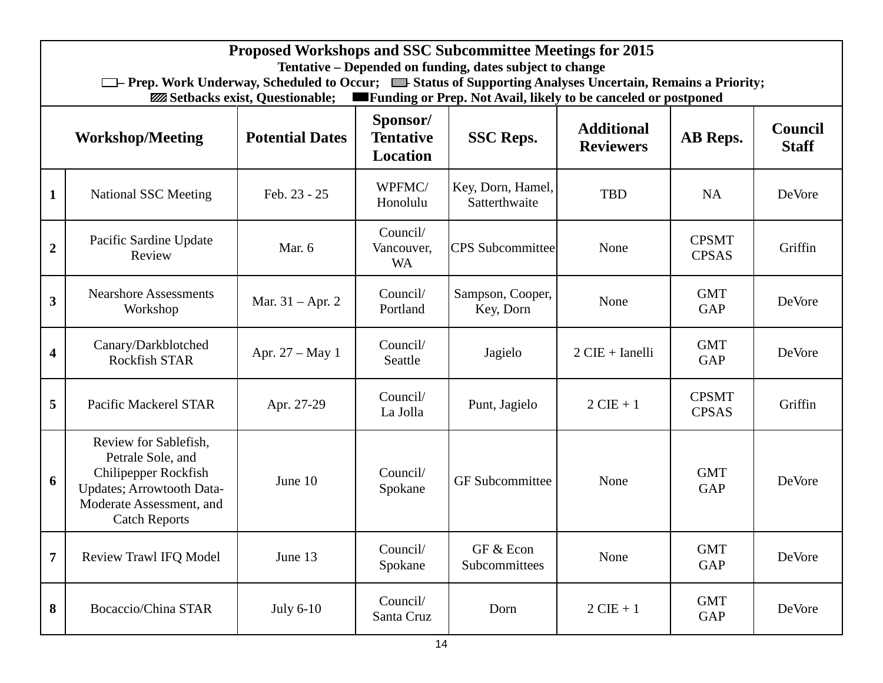| Proposed Workshops and SSC Subcommittee Meetings for 2015 | | | | | | | |
|---|---|---|---|---|---|---|---|
| Tentative – Depended on funding, dates subject to change<br>☐ – Prep. Work Underway, Scheduled to Occur; ▒ - Status of Supporting Analyses Uncertain, Remains a Priority;<br>▨ Setbacks exist, Questionable; ■ Funding or Prep. Not Avail, likely to be canceled or postponed | | | | | | | |
| **Workshop/Meeting** | | **Potential Dates** | **Sponsor/ Tentative Location** | **SSC Reps.** | **Additional Reviewers** | **AB Reps.** | **Council Staff** |
| **1** | National SSC Meeting | Feb. 23 - 25 | WPFMC/ Honolulu | Key, Dorn, Hamel, Satterthwaite | TBD | NA | DeVore |
| **2** | Pacific Sardine Update Review | Mar. 6 | Council/ Vancouver, WA | CPS Subcommittee | None | CPSMT CPSAS | Griffin |
| **3** | Nearshore Assessments Workshop | Mar. 31 – Apr. 2 | Council/ Portland | Sampson, Cooper, Key, Dorn | None | GMT GAP | DeVore |
| **4** | Canary/Darkblotched Rockfish STAR | Apr. 27 – May 1 | Council/ Seattle | Jagielo | 2 CIE + Ianelli | GMT GAP | DeVore |
| **5** | Pacific Mackerel STAR | Apr. 27-29 | Council/ La Jolla | Punt, Jagielo | 2 CIE + 1 | CPSMT CPSAS | Griffin |
| **6** | Review for Sablefish, Petrale Sole, and Chilipepper Rockfish Updates; Arrowtooth Data-Moderate Assessment, and Catch Reports | June 10 | Council/ Spokane | GF Subcommittee | None | GMT GAP | DeVore |
| **7** | Review Trawl IFQ Model | June 13 | Council/ Spokane | GF & Econ Subcommittees | None | GMT GAP | DeVore |
| **8** | Bocaccio/China STAR | July 6-10 | Council/ Santa Cruz | Dorn | 2 CIE + 1 | GMT GAP | DeVore |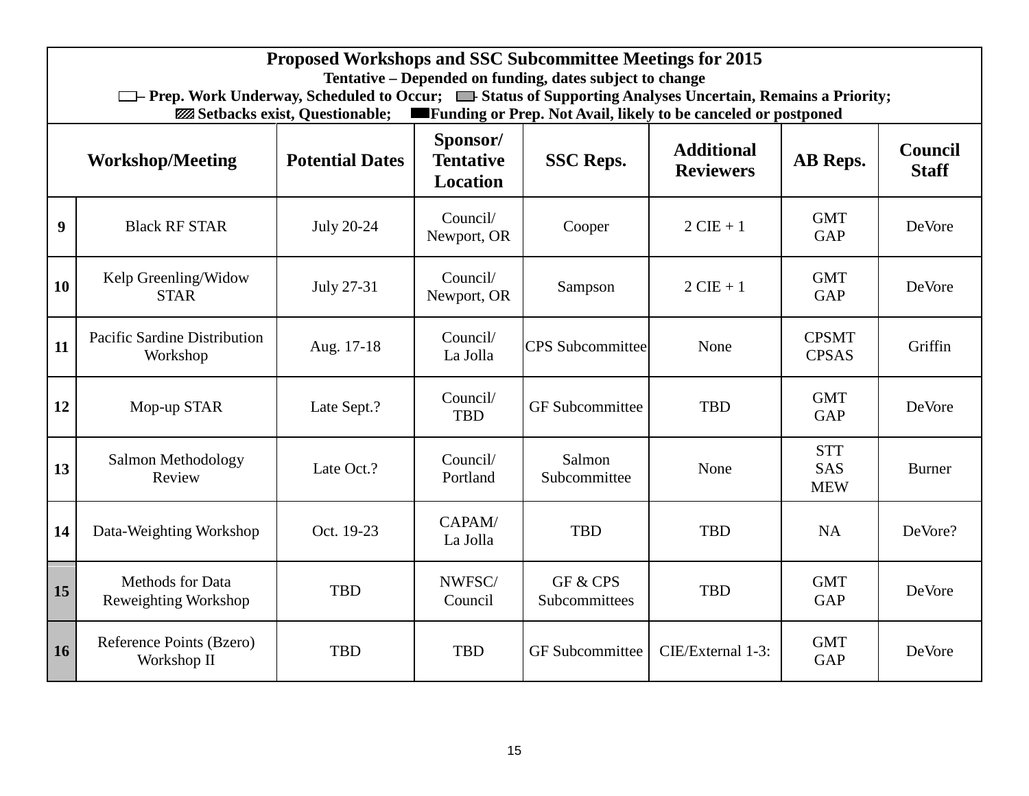**Proposed Workshops and SSC Subcommittee Meetings for 2015**

**Tentative – Depended on funding, dates subject to change**

**– Prep. Work Underway, Scheduled to Occur; – Status of Supporting Analyses Uncertain, Remains a Priority;**

**Setbacks exist, Questionable; Funding or Prep. Not Avail, likely to be canceled or postponed**

| | Workshop/Meeting | Potential Dates | Sponsor/ Tentative Location | SSC Reps. | Additional Reviewers | AB Reps. | Council Staff |
|---|---|---|---|---|---|---|---|
| 9 | Black RF STAR | July 20-24 | Council/ Newport, OR | Cooper | 2 CIE + 1 | GMT GAP | DeVore |
| 10 | Kelp Greenling/Widow STAR | July 27-31 | Council/ Newport, OR | Sampson | 2 CIE + 1 | GMT GAP | DeVore |
| 11 | Pacific Sardine Distribution Workshop | Aug. 17-18 | Council/ La Jolla | CPS Subcommittee | None | CPSMT CPSAS | Griffin |
| 12 | Mop-up STAR | Late Sept.? | Council/ TBD | GF Subcommittee | TBD | GMT GAP | DeVore |
| 13 | Salmon Methodology Review | Late Oct.? | Council/ Portland | Salmon Subcommittee | None | STT SAS MEW | Burner |
| 14 | Data-Weighting Workshop | Oct. 19-23 | CAPAM/ La Jolla | TBD | TBD | NA | DeVore? |
| 15 | Methods for Data Reweighting Workshop | TBD | NWFSC/ Council | GF & CPS Subcommittees | TBD | GMT GAP | DeVore |
| 16 | Reference Points (Bzero) Workshop II | TBD | TBD | GF Subcommittee | CIE/External 1-3: | GMT GAP | DeVore |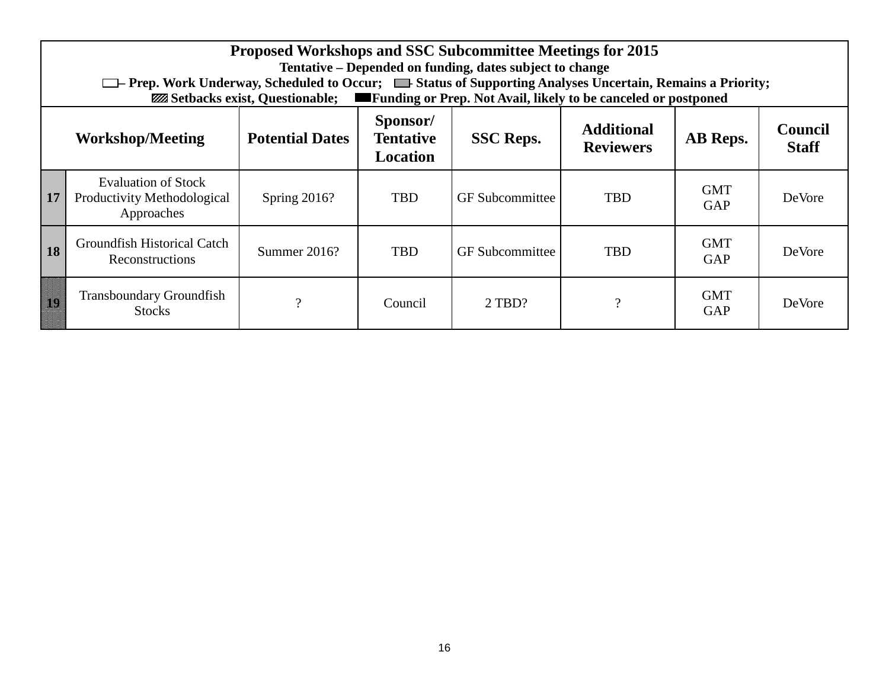**Proposed Workshops and SSC Subcommittee Meetings for 2015**

**Tentative – Depended on funding, dates subject to change**

**– Prep. Work Underway, Scheduled to Occur; – Status of Supporting Analyses Uncertain, Remains a Priority;**

**Setbacks exist, Questionable; Funding or Prep. Not Avail, likely to be canceled or postponed**

| | Workshop/Meeting | Potential Dates | Sponsor/ Tentative Location | SSC Reps. | Additional Reviewers | AB Reps. | Council Staff |
|---|---|---|---|---|---|---|---|
| **17** | Evaluation of Stock Productivity Methodological Approaches | Spring 2016? | TBD | GF Subcommittee | TBD | GMT GAP | DeVore |
| **18** | Groundfish Historical Catch Reconstructions | Summer 2016? | TBD | GF Subcommittee | TBD | GMT GAP | DeVore |
| **19** | Transboundary Groundfish Stocks | ? | Council | 2 TBD? | ? | GMT GAP | DeVore |